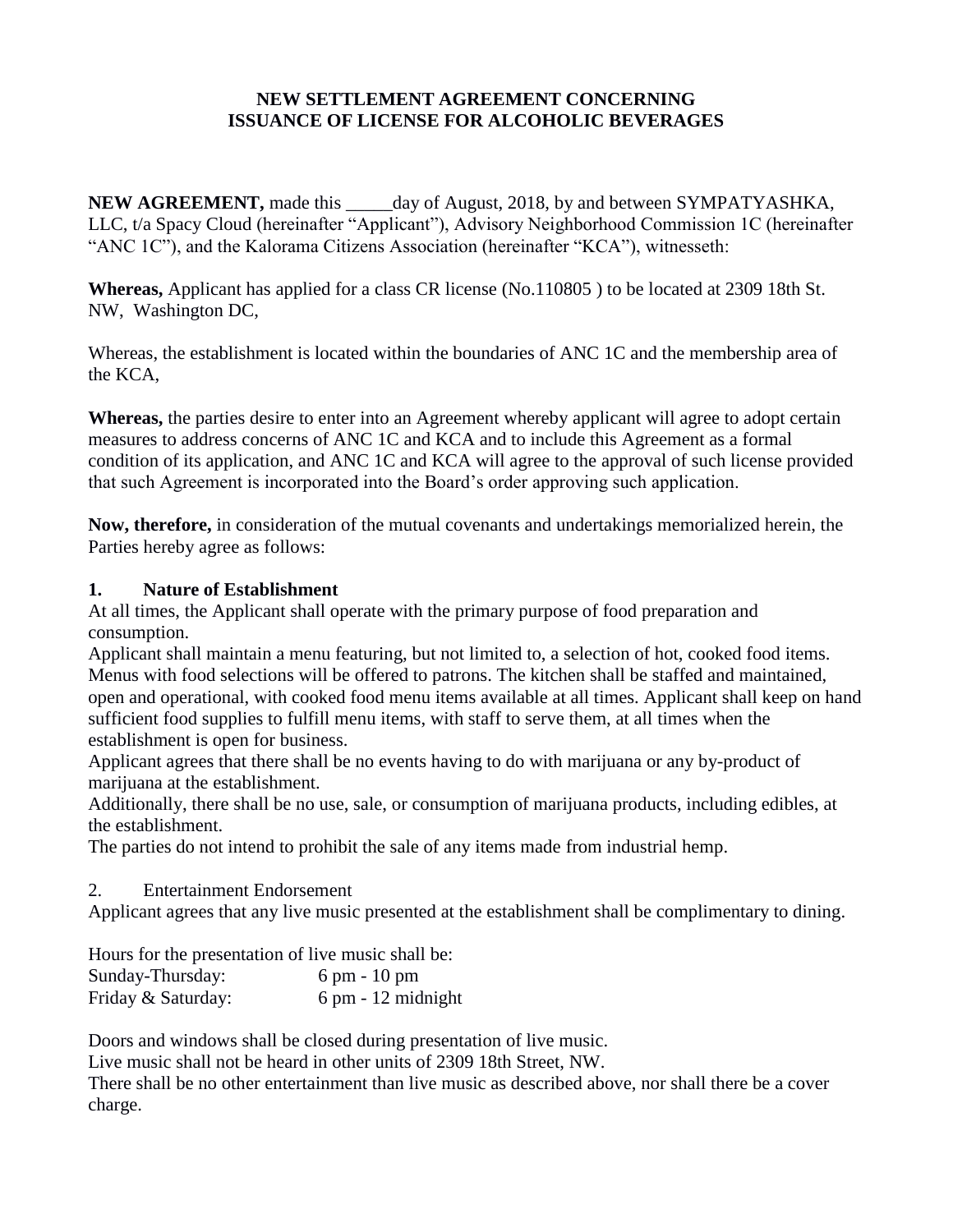**NEW SETTLEMENT AGREEMENT CONCERNING ISSUANCE OF LICENSE FOR ALCOHOLIC BEVERAGES**

**NEW AGREEMENT,** made this _____day of August, 2018, by and between SYMPATYASHKA, LLC, t/a Spacy Cloud (hereinafter "Applicant"), Advisory Neighborhood Commission 1C (hereinafter "ANC 1C"), and the Kalorama Citizens Association (hereinafter "KCA"), witnesseth:

**Whereas,** Applicant has applied for a class CR license (No.110805 ) to be located at 2309 18th St. NW, Washington DC,

Whereas, the establishment is located within the boundaries of ANC 1C and the membership area of the KCA,

**Whereas,** the parties desire to enter into an Agreement whereby applicant will agree to adopt certain measures to address concerns of ANC 1C and KCA and to include this Agreement as a formal condition of its application, and ANC 1C and KCA will agree to the approval of such license provided that such Agreement is incorporated into the Board's order approving such application.

**Now, therefore,** in consideration of the mutual covenants and undertakings memorialized herein, the Parties hereby agree as follows:

**1. Nature of Establishment**

At all times, the Applicant shall operate with the primary purpose of food preparation and consumption.

Applicant shall maintain a menu featuring, but not limited to, a selection of hot, cooked food items. Menus with food selections will be offered to patrons. The kitchen shall be staffed and maintained, open and operational, with cooked food menu items available at all times. Applicant shall keep on hand sufficient food supplies to fulfill menu items, with staff to serve them, at all times when the establishment is open for business.

Applicant agrees that there shall be no events having to do with marijuana or any by-product of marijuana at the establishment.

Additionally, there shall be no use, sale, or consumption of marijuana products, including edibles, at the establishment.

The parties do not intend to prohibit the sale of any items made from industrial hemp.

2. Entertainment Endorsement

Applicant agrees that any live music presented at the establishment shall be complimentary to dining.

Hours for the presentation of live music shall be:

| | |
|---|---|
| Sunday-Thursday: | 6 pm - 10 pm |
| Friday & Saturday: | 6 pm - 12 midnight |

Doors and windows shall be closed during presentation of live music.

Live music shall not be heard in other units of 2309 18th Street, NW.

There shall be no other entertainment than live music as described above, nor shall there be a cover charge.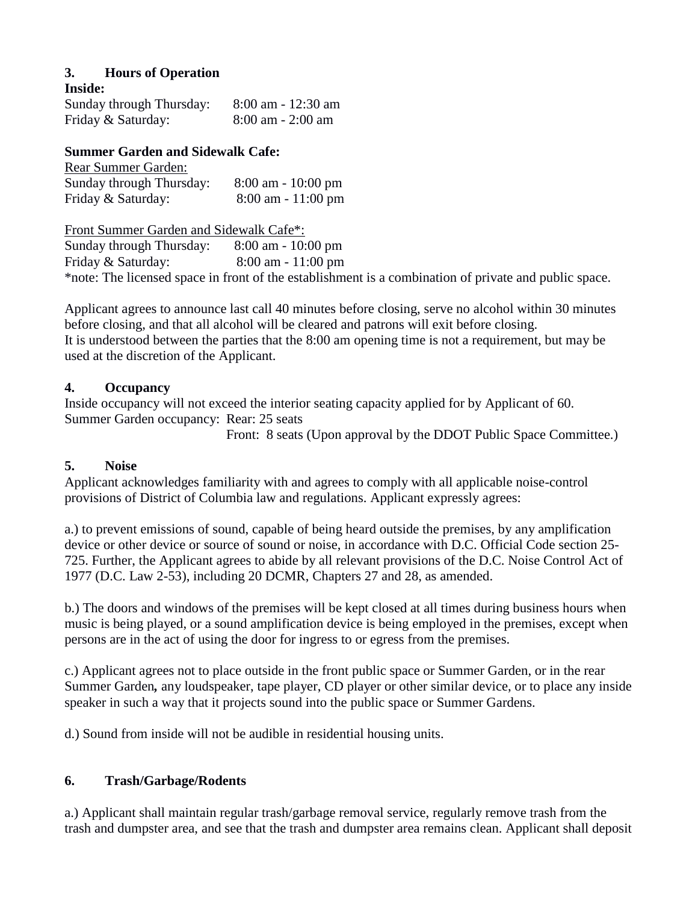### 3. Hours of Operation

**Inside:**

Sunday through Thursday: 8:00 am - 12:30 am
Friday & Saturday: 8:00 am - 2:00 am

**Summer Garden and Sidewalk Cafe:**

Rear Summer Garden:
Sunday through Thursday: 8:00 am - 10:00 pm
Friday & Saturday: 8:00 am - 11:00 pm

Front Summer Garden and Sidewalk Cafe*:
Sunday through Thursday: 8:00 am - 10:00 pm
Friday & Saturday: 8:00 am - 11:00 pm
*note: The licensed space in front of the establishment is a combination of private and public space.

Applicant agrees to announce last call 40 minutes before closing, serve no alcohol within 30 minutes before closing, and that all alcohol will be cleared and patrons will exit before closing.
It is understood between the parties that the 8:00 am opening time is not a requirement, but may be used at the discretion of the Applicant.

### 4. Occupancy

Inside occupancy will not exceed the interior seating capacity applied for by Applicant of 60.
Summer Garden occupancy: Rear: 25 seats
Front: 8 seats (Upon approval by the DDOT Public Space Committee.)

### 5. Noise

Applicant acknowledges familiarity with and agrees to comply with all applicable noise-control provisions of District of Columbia law and regulations. Applicant expressly agrees:

a.) to prevent emissions of sound, capable of being heard outside the premises, by any amplification device or other device or source of sound or noise, in accordance with D.C. Official Code section 25-725. Further, the Applicant agrees to abide by all relevant provisions of the D.C. Noise Control Act of 1977 (D.C. Law 2-53), including 20 DCMR, Chapters 27 and 28, as amended.

b.) The doors and windows of the premises will be kept closed at all times during business hours when music is being played, or a sound amplification device is being employed in the premises, except when persons are in the act of using the door for ingress to or egress from the premises.

c.) Applicant agrees not to place outside in the front public space or Summer Garden, or in the rear Summer Garden**,** any loudspeaker, tape player, CD player or other similar device, or to place any inside speaker in such a way that it projects sound into the public space or Summer Gardens.

d.) Sound from inside will not be audible in residential housing units.

### 6. Trash/Garbage/Rodents

a.) Applicant shall maintain regular trash/garbage removal service, regularly remove trash from the trash and dumpster area, and see that the trash and dumpster area remains clean. Applicant shall deposit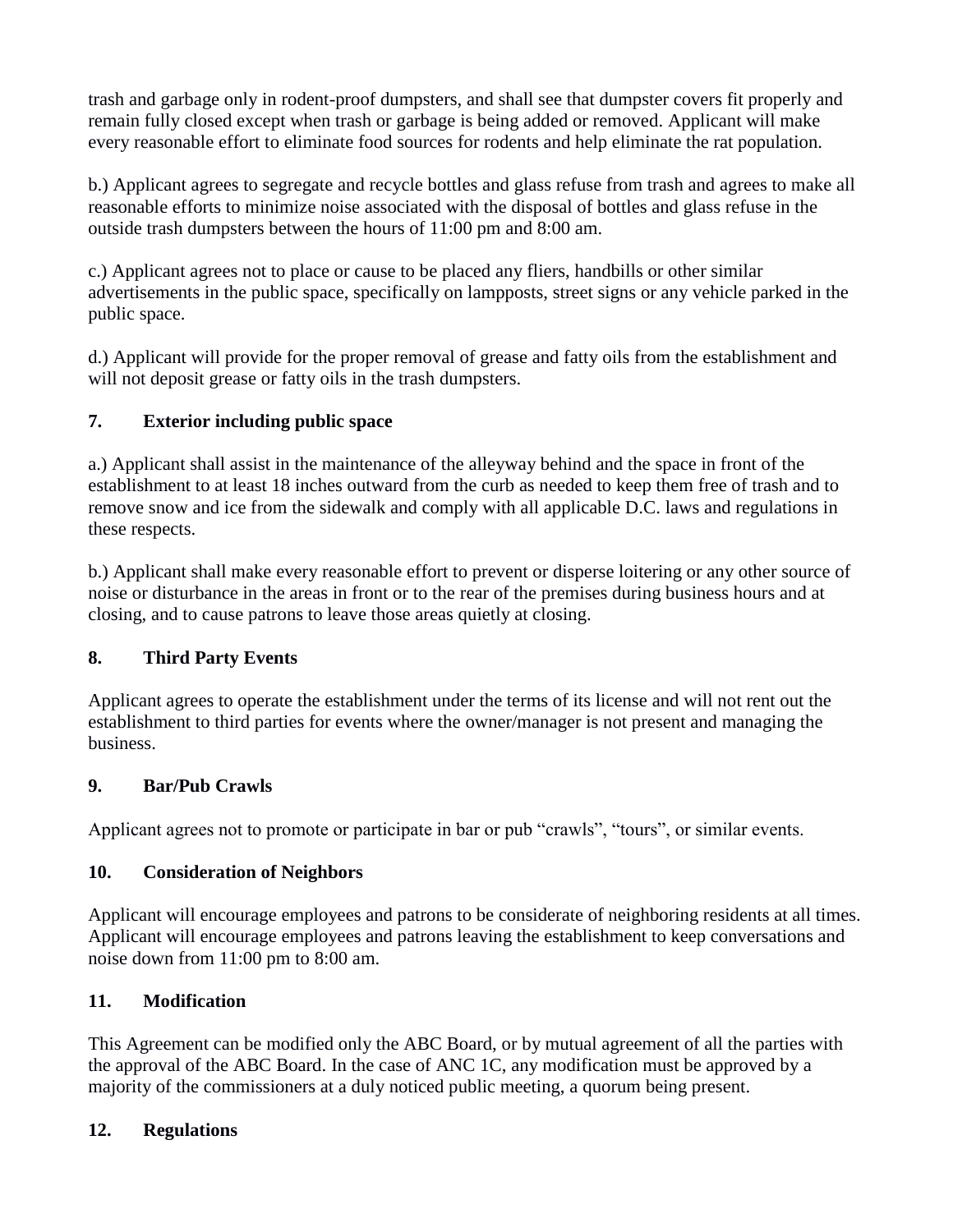trash and garbage only in rodent-proof dumpsters, and shall see that dumpster covers fit properly and remain fully closed except when trash or garbage is being added or removed. Applicant will make every reasonable effort to eliminate food sources for rodents and help eliminate the rat population.

b.) Applicant agrees to segregate and recycle bottles and glass refuse from trash and agrees to make all reasonable efforts to minimize noise associated with the disposal of bottles and glass refuse in the outside trash dumpsters between the hours of 11:00 pm and 8:00 am.

c.) Applicant agrees not to place or cause to be placed any fliers, handbills or other similar advertisements in the public space, specifically on lampposts, street signs or any vehicle parked in the public space.

d.) Applicant will provide for the proper removal of grease and fatty oils from the establishment and will not deposit grease or fatty oils in the trash dumpsters.

**7. Exterior including public space**

a.) Applicant shall assist in the maintenance of the alleyway behind and the space in front of the establishment to at least 18 inches outward from the curb as needed to keep them free of trash and to remove snow and ice from the sidewalk and comply with all applicable D.C. laws and regulations in these respects.

b.) Applicant shall make every reasonable effort to prevent or disperse loitering or any other source of noise or disturbance in the areas in front or to the rear of the premises during business hours and at closing, and to cause patrons to leave those areas quietly at closing.

**8. Third Party Events**

Applicant agrees to operate the establishment under the terms of its license and will not rent out the establishment to third parties for events where the owner/manager is not present and managing the business.

**9. Bar/Pub Crawls**

Applicant agrees not to promote or participate in bar or pub "crawls", "tours", or similar events.

**10. Consideration of Neighbors**

Applicant will encourage employees and patrons to be considerate of neighboring residents at all times. Applicant will encourage employees and patrons leaving the establishment to keep conversations and noise down from 11:00 pm to 8:00 am.

**11. Modification**

This Agreement can be modified only the ABC Board, or by mutual agreement of all the parties with the approval of the ABC Board. In the case of ANC 1C, any modification must be approved by a majority of the commissioners at a duly noticed public meeting, a quorum being present.

**12. Regulations**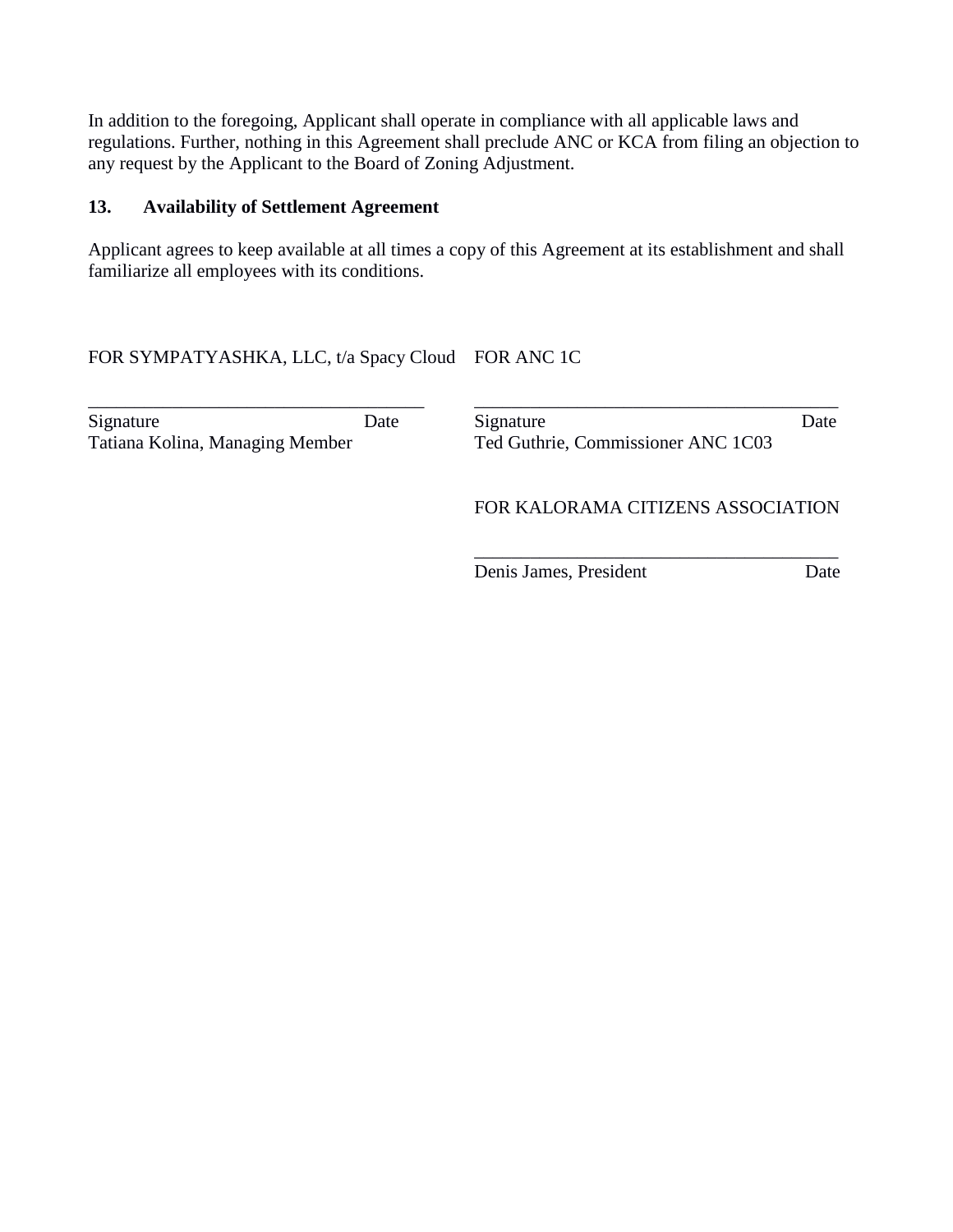In addition to the foregoing, Applicant shall operate in compliance with all applicable laws and regulations. Further, nothing in this Agreement shall preclude ANC or KCA from filing an objection to any request by the Applicant to the Board of Zoning Adjustment.

**13. Availability of Settlement Agreement**

Applicant agrees to keep available at all times a copy of this Agreement at its establishment and shall familiarize all employees with its conditions.

FOR SYMPATYASHKA, LLC, t/a Spacy Cloud

\_\_\_\_\_\_\_\_\_\_\_\_\_\_\_\_\_\_\_\_\_\_\_\_\_\_\_\_\_\_\_\_\_\_\_\_

Signature Date
Tatiana Kolina, Managing Member

FOR ANC 1C

\_\_\_\_\_\_\_\_\_\_\_\_\_\_\_\_\_\_\_\_\_\_\_\_\_\_\_\_\_\_\_\_\_\_\_\_\_\_\_\_

Signature Date
Ted Guthrie, Commissioner ANC 1C03

FOR KALORAMA CITIZENS ASSOCIATION

\_\_\_\_\_\_\_\_\_\_\_\_\_\_\_\_\_\_\_\_\_\_\_\_\_\_\_\_\_\_\_\_\_\_\_\_\_\_\_\_

Denis James, President Date